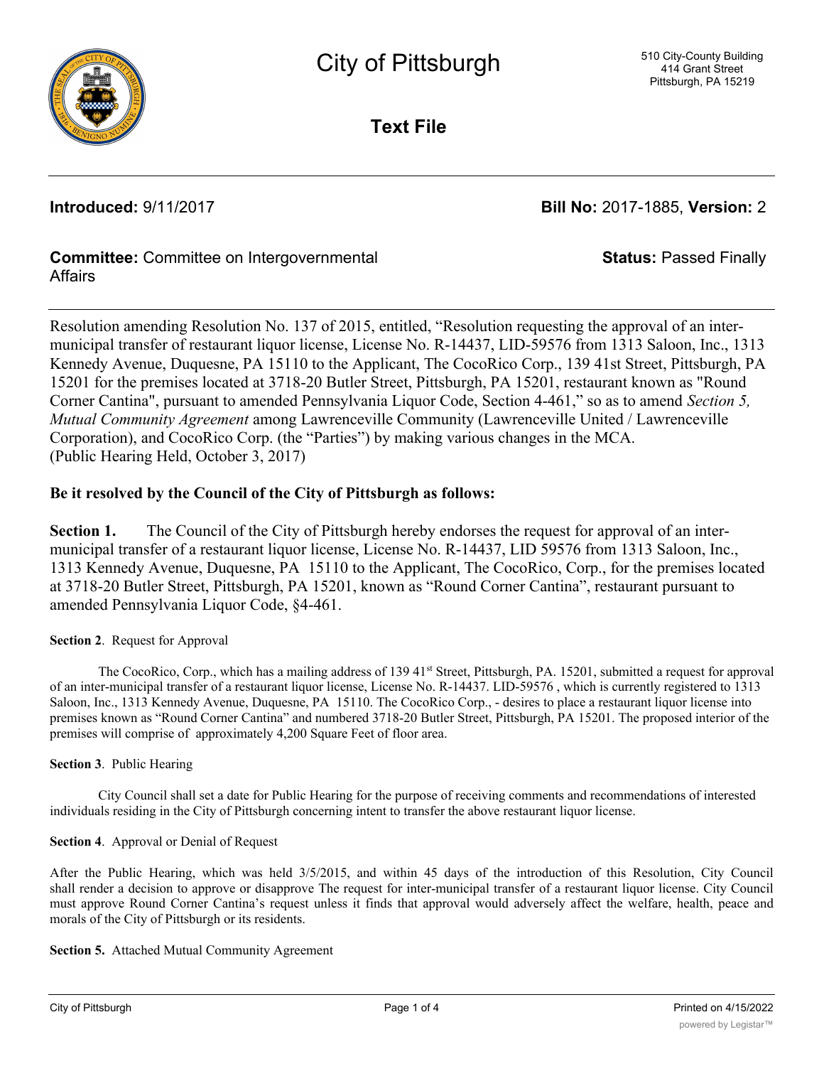# City of Pittsburgh

510 City-County Building
414 Grant Street
Pittsburgh, PA 15219

## Text File

**Introduced:** 9/11/2017 **Bill No:** 2017-1885, **Version:** 2

**Committee:** Committee on Intergovernmental Affairs **Status:** Passed Finally

---

Resolution amending Resolution No. 137 of 2015, entitled, "Resolution requesting the approval of an inter-municipal transfer of restaurant liquor license, License No. R-14437, LID-59576 from 1313 Saloon, Inc., 1313 Kennedy Avenue, Duquesne, PA 15110 to the Applicant, The CocoRico Corp., 139 41st Street, Pittsburgh, PA 15201 for the premises located at 3718-20 Butler Street, Pittsburgh, PA 15201, restaurant known as "Round Corner Cantina", pursuant to amended Pennsylvania Liquor Code, Section 4-461," so as to amend *Section 5, Mutual Community Agreement* among Lawrenceville Community (Lawrenceville United / Lawrenceville Corporation), and CocoRico Corp. (the "Parties") by making various changes in the MCA.
(Public Hearing Held, October 3, 2017)

**Be it resolved by the Council of the City of Pittsburgh as follows:**

**Section 1.** The Council of the City of Pittsburgh hereby endorses the request for approval of an inter-municipal transfer of a restaurant liquor license, License No. R-14437, LID 59576 from 1313 Saloon, Inc., 1313 Kennedy Avenue, Duquesne, PA 15110 to the Applicant, The CocoRico, Corp., for the premises located at 3718-20 Butler Street, Pittsburgh, PA 15201, known as "Round Corner Cantina", restaurant pursuant to amended Pennsylvania Liquor Code, §4-461.

**Section 2**. Request for Approval

The CocoRico, Corp., which has a mailing address of 139 41st Street, Pittsburgh, PA. 15201, submitted a request for approval of an inter-municipal transfer of a restaurant liquor license, License No. R-14437. LID-59576 , which is currently registered to 1313 Saloon, Inc., 1313 Kennedy Avenue, Duquesne, PA 15110. The CocoRico Corp., - desires to place a restaurant liquor license into premises known as "Round Corner Cantina" and numbered 3718-20 Butler Street, Pittsburgh, PA 15201. The proposed interior of the premises will comprise of approximately 4,200 Square Feet of floor area.

**Section 3**. Public Hearing

City Council shall set a date for Public Hearing for the purpose of receiving comments and recommendations of interested individuals residing in the City of Pittsburgh concerning intent to transfer the above restaurant liquor license.

**Section 4**. Approval or Denial of Request

After the Public Hearing, which was held 3/5/2015, and within 45 days of the introduction of this Resolution, City Council shall render a decision to approve or disapprove The request for inter-municipal transfer of a restaurant liquor license. City Council must approve Round Corner Cantina's request unless it finds that approval would adversely affect the welfare, health, peace and morals of the City of Pittsburgh or its residents.

**Section 5.** Attached Mutual Community Agreement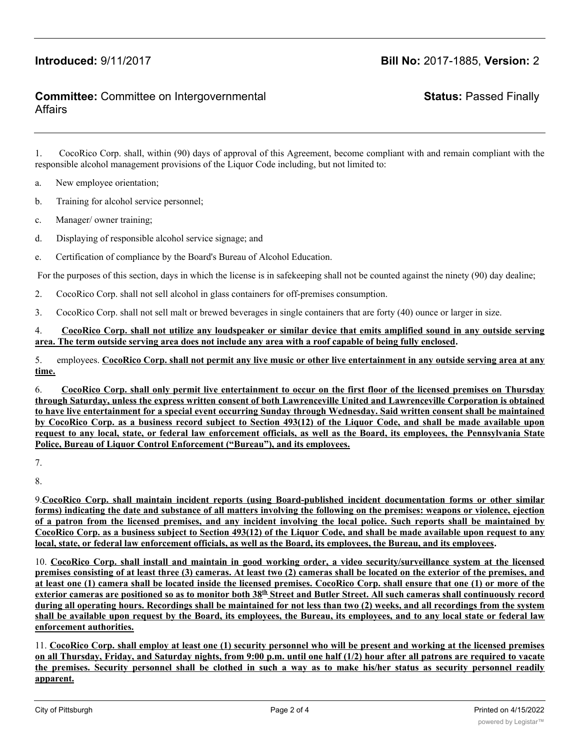**Introduced:** 9/11/2017 **Bill No:** 2017-1885, **Version:** 2

**Committee:** Committee on Intergovernmental Affairs **Status:** Passed Finally

---

1. CocoRico Corp. shall, within (90) days of approval of this Agreement, become compliant with and remain compliant with the responsible alcohol management provisions of the Liquor Code including, but not limited to:

a. New employee orientation;

b. Training for alcohol service personnel;

c. Manager/ owner training;

d. Displaying of responsible alcohol service signage; and

e. Certification of compliance by the Board's Bureau of Alcohol Education.

For the purposes of this section, days in which the license is in safekeeping shall not be counted against the ninety (90) day dealine;

2. CocoRico Corp. shall not sell alcohol in glass containers for off-premises consumption.

3. CocoRico Corp. shall not sell malt or brewed beverages in single containers that are forty (40) ounce or larger in size.

4. **CocoRico Corp. shall not utilize any loudspeaker or similar device that emits amplified sound in any outside serving area. The term outside serving area does not include any area with a roof capable of being fully enclosed.**

5. employees. **CocoRico Corp. shall not permit any live music or other live entertainment in any outside serving area at any time.**

6. **CocoRico Corp. shall only permit live entertainment to occur on the first floor of the licensed premises on Thursday through Saturday, unless the express written consent of both Lawrenceville United and Lawrenceville Corporation is obtained to have live entertainment for a special event occurring Sunday through Wednesday. Said written consent shall be maintained by CocoRico Corp. as a business record subject to Section 493(12) of the Liquor Code, and shall be made available upon request to any local, state, or federal law enforcement officials, as well as the Board, its employees, the Pennsylvania State Police, Bureau of Liquor Control Enforcement ("Bureau"), and its employees.**

7.

8.

9. **CocoRico Corp. shall maintain incident reports (using Board-published incident documentation forms or other similar forms) indicating the date and substance of all matters involving the following on the premises: weapons or violence, ejection of a patron from the licensed premises, and any incident involving the local police. Such reports shall be maintained by CocoRico Corp. as a business subject to Section 493(12) of the Liquor Code, and shall be made available upon request to any local, state, or federal law enforcement officials, as well as the Board, its employees, the Bureau, and its employees.**

10. **CocoRico Corp. shall install and maintain in good working order, a video security/surveillance system at the licensed premises consisting of at least three (3) cameras. At least two (2) cameras shall be located on the exterior of the premises, and at least one (1) camera shall be located inside the licensed premises. CocoRico Corp. shall ensure that one (1) or more of the exterior cameras are positioned so as to monitor both 38th Street and Butler Street. All such cameras shall continuously record during all operating hours. Recordings shall be maintained for not less than two (2) weeks, and all recordings from the system shall be available upon request by the Board, its employees, the Bureau, its employees, and to any local state or federal law enforcement authorities.**

11. **CocoRico Corp. shall employ at least one (1) security personnel who will be present and working at the licensed premises on all Thursday, Friday, and Saturday nights, from 9:00 p.m. until one half (1/2) hour after all patrons are required to vacate the premises. Security personnel shall be clothed in such a way as to make his/her status as security personnel readily apparent.**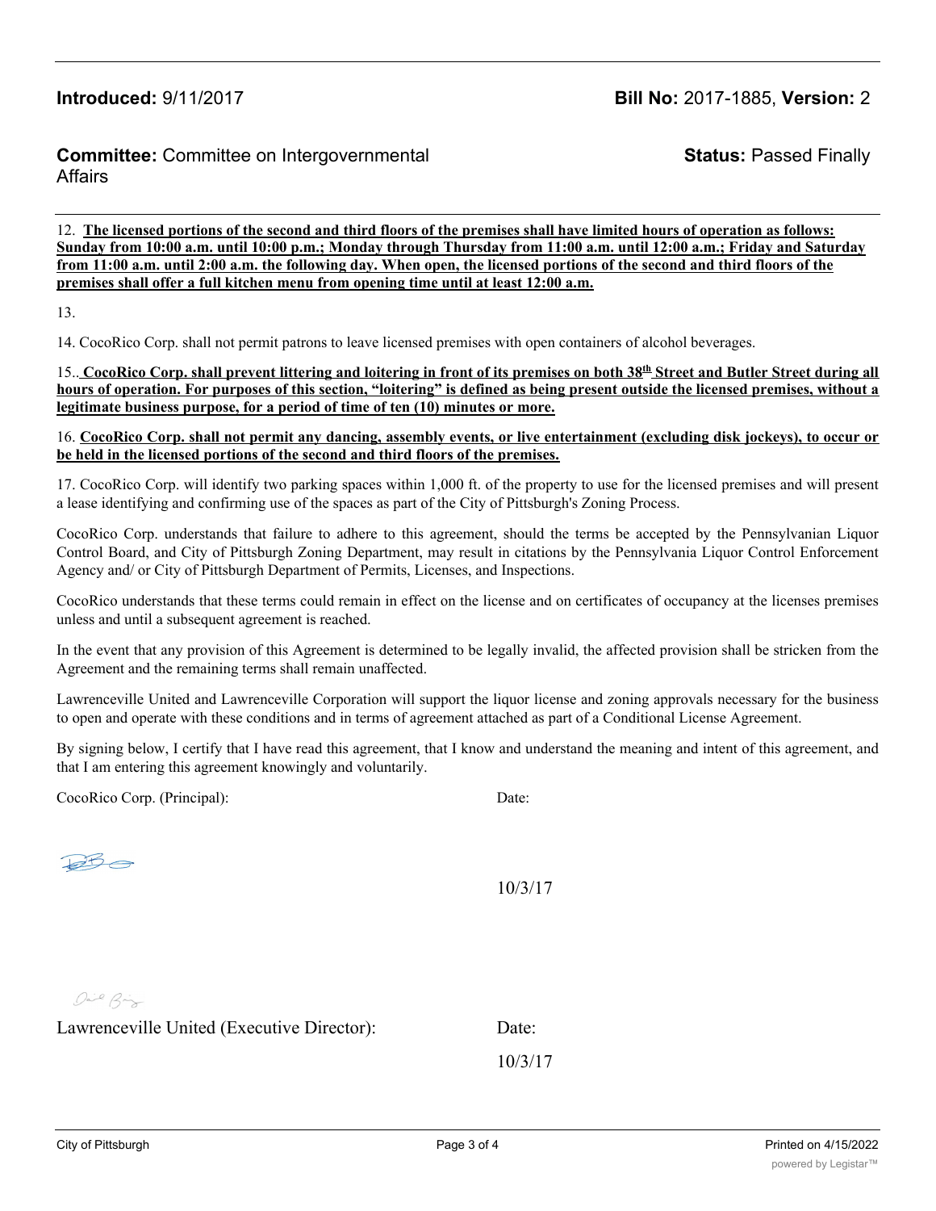**Introduced:** 9/11/2017 **Bill No:** 2017-1885, **Version:** 2

**Committee:** Committee on Intergovernmental Affairs **Status:** Passed Finally

12. **The licensed portions of the second and third floors of the premises shall have limited hours of operation as follows: Sunday from 10:00 a.m. until 10:00 p.m.; Monday through Thursday from 11:00 a.m. until 12:00 a.m.; Friday and Saturday from 11:00 a.m. until 2:00 a.m. the following day. When open, the licensed portions of the second and third floors of the premises shall offer a full kitchen menu from opening time until at least 12:00 a.m.**

13.

14. CocoRico Corp. shall not permit patrons to leave licensed premises with open containers of alcohol beverages.

15.. **CocoRico Corp. shall prevent littering and loitering in front of its premises on both 38th Street and Butler Street during all hours of operation. For purposes of this section, "loitering" is defined as being present outside the licensed premises, without a legitimate business purpose, for a period of time of ten (10) minutes or more.**

16. **CocoRico Corp. shall not permit any dancing, assembly events, or live entertainment (excluding disk jockeys), to occur or be held in the licensed portions of the second and third floors of the premises.**

17. CocoRico Corp. will identify two parking spaces within 1,000 ft. of the property to use for the licensed premises and will present a lease identifying and confirming use of the spaces as part of the City of Pittsburgh's Zoning Process.

CocoRico Corp. understands that failure to adhere to this agreement, should the terms be accepted by the Pennsylvanian Liquor Control Board, and City of Pittsburgh Zoning Department, may result in citations by the Pennsylvania Liquor Control Enforcement Agency and/ or City of Pittsburgh Department of Permits, Licenses, and Inspections.

CocoRico understands that these terms could remain in effect on the license and on certificates of occupancy at the licenses premises unless and until a subsequent agreement is reached.

In the event that any provision of this Agreement is determined to be legally invalid, the affected provision shall be stricken from the Agreement and the remaining terms shall remain unaffected.

Lawrenceville United and Lawrenceville Corporation will support the liquor license and zoning approvals necessary for the business to open and operate with these conditions and in terms of agreement attached as part of a Conditional License Agreement.

By signing below, I certify that I have read this agreement, that I know and understand the meaning and intent of this agreement, and that I am entering this agreement knowingly and voluntarily.

CocoRico Corp. (Principal): Date:

10/3/17

Lawrenceville United (Executive Director): Date:

10/3/17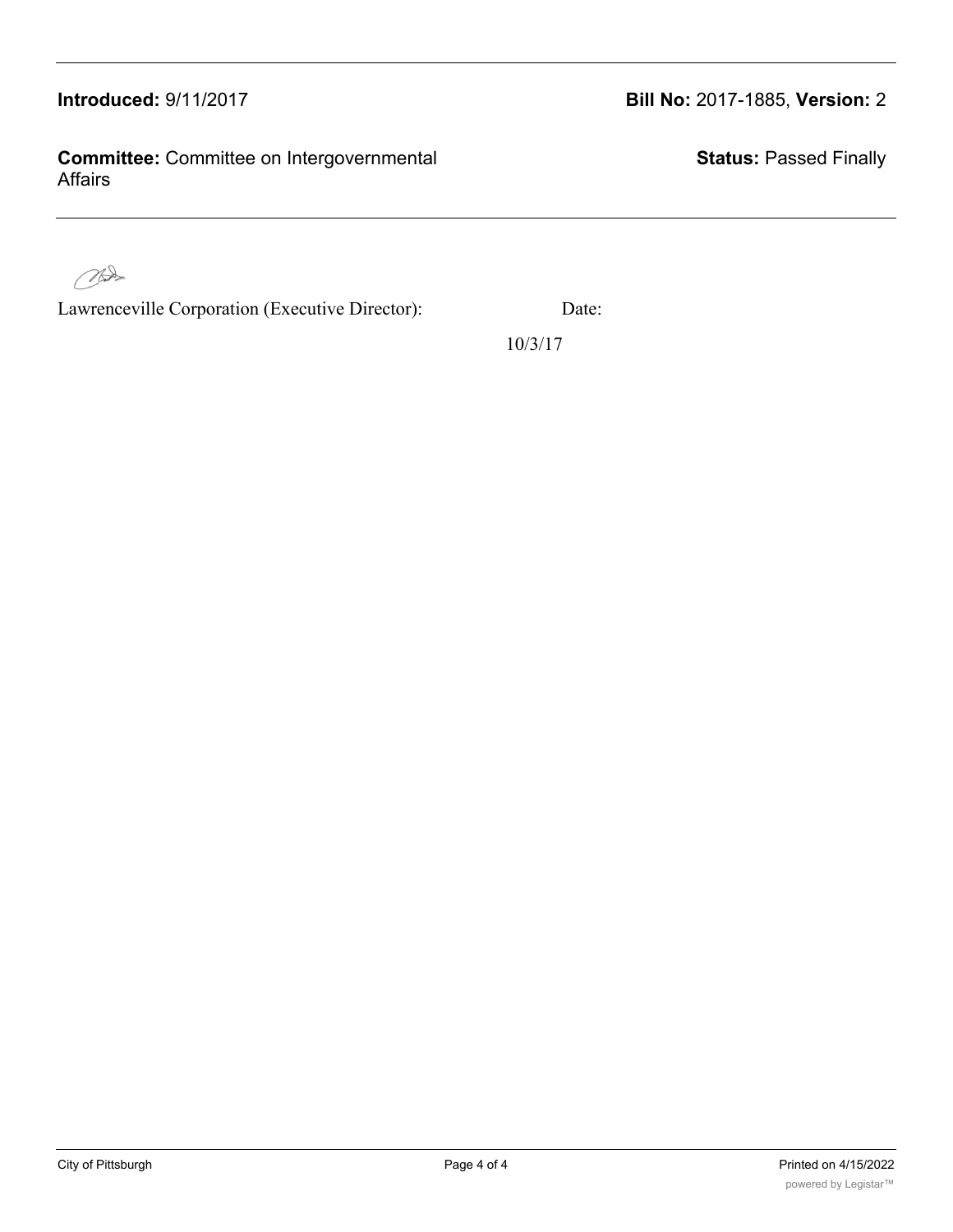**Introduced:** 9/11/2017 **Bill No:** 2017-1885, **Version:** 2

**Committee:** Committee on Intergovernmental Affairs **Status:** Passed Finally

Lawrenceville Corporation (Executive Director): Date:

10/3/17